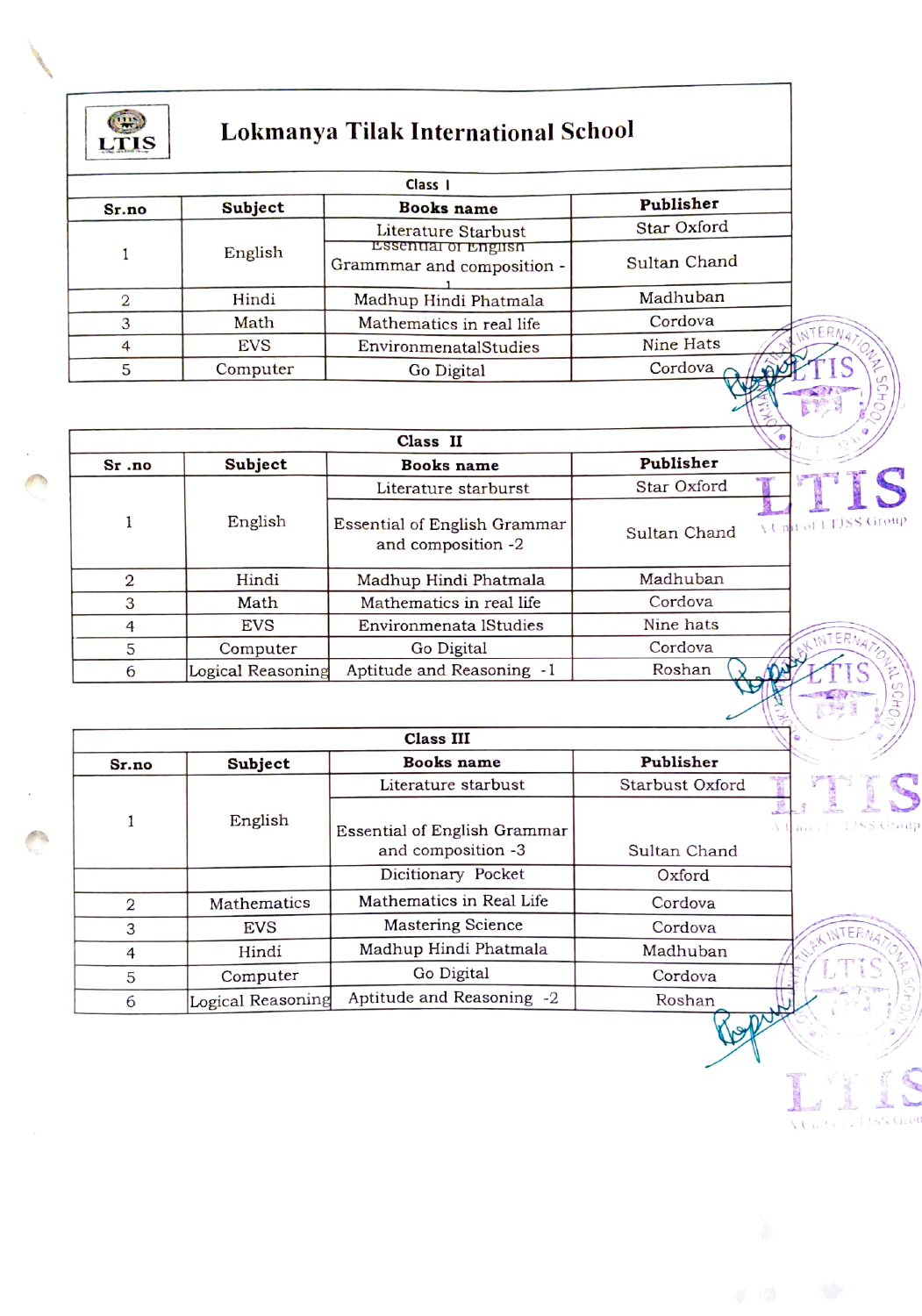# Lokmanya Tilak International School

| Class I | | | |
|---|---|---|---|
| **Sr.no** | **Subject** | **Books name** | **Publisher** |
| 1 | English | Literature Starburst | Star Oxford |
| | | Essential of English Grammmar and composition - 1 | Sultan Chand |
| 2 | Hindi | Madhup Hindi Phatmala | Madhuban |
| 3 | Math | Mathematics in real life | Cordova |
| 4 | EVS | EnvironmenatalStudies | Nine Hats |
| 5 | Computer | Go Digital | Cordova |

| Class II | | | |
|---|---|---|---|
| **Sr .no** | **Subject** | **Books name** | **Publisher** |
| 1 | English | Literature starburst | Star Oxford |
| | | Essential of English Grammar and composition -2 | Sultan Chand |
| 2 | Hindi | Madhup Hindi Phatmala | Madhuban |
| 3 | Math | Mathematics in real life | Cordova |
| 4 | EVS | Environmenata lStudies | Nine hats |
| 5 | Computer | Go Digital | Cordova |
| 6 | Logical Reasoning | Aptitude and Reasoning -1 | Roshan |

| Class III | | | |
|---|---|---|---|
| **Sr.no** | **Subject** | **Books name** | **Publisher** |
| 1 | English | Literature starbust | Starbust Oxford |
| | | Essential of English Grammar and composition -3 | Sultan Chand |
| | | Dicitionary Pocket | Oxford |
| 2 | Mathematics | Mathematics in Real Life | Cordova |
| 3 | EVS | Mastering Science | Cordova |
| 4 | Hindi | Madhup Hindi Phatmala | Madhuban |
| 5 | Computer | Go Digital | Cordova |
| 6 | Logical Reasoning | Aptitude and Reasoning -2 | Roshan |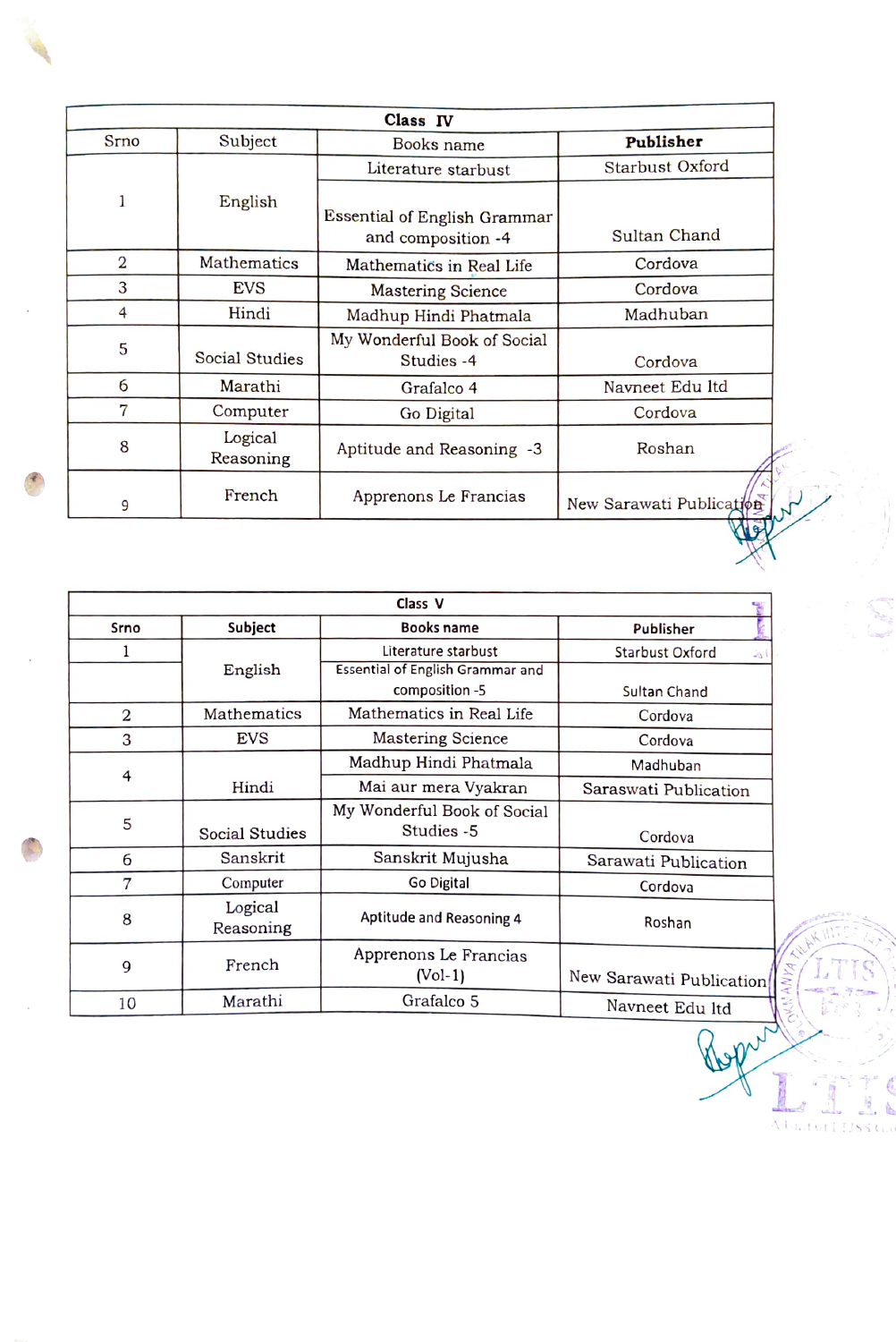| Class IV | | | |
|---|---|---|---|
| Srno | Subject | Books name | Publisher |
| 1 | English | Literature starburst | Starbust Oxford |
| | | Essential of English Grammar and composition -4 | Sultan Chand |
| 2 | Mathematics | Mathematics in Real Life | Cordova |
| 3 | EVS | Mastering Science | Cordova |
| 4 | Hindi | Madhup Hindi Phatmala | Madhuban |
| 5 | Social Studies | My Wonderful Book of Social Studies -4 | Cordova |
| 6 | Marathi | Grafalco 4 | Navneet Edu ltd |
| 7 | Computer | Go Digital | Cordova |
| 8 | Logical Reasoning | Aptitude and Reasoning -3 | Roshan |
| 9 | French | Apprenons Le Francias | New Sarawati Publication |

| Class V | | | |
|---|---|---|---|
| Srno | Subject | Books name | Publisher |
| 1 | English | Literature starburst | Starbust Oxford |
| | | Essential of English Grammar and composition -5 | Sultan Chand |
| 2 | Mathematics | Mathematics in Real Life | Cordova |
| 3 | EVS | Mastering Science | Cordova |
| 4 | Hindi | Madhup Hindi Phatmala | Madhuban |
| | | Mai aur mera Vyakran | Saraswati Publication |
| 5 | Social Studies | My Wonderful Book of Social Studies -5 | Cordova |
| 6 | Sanskrit | Sanskrit Mujusha | Sarawati Publication |
| 7 | Computer | Go Digital | Cordova |
| 8 | Logical Reasoning | Aptitude and Reasoning 4 | Roshan |
| 9 | French | Apprenons Le Francias (Vol-1) | New Sarawati Publication |
| 10 | Marathi | Grafalco 5 | Navneet Edu ltd |